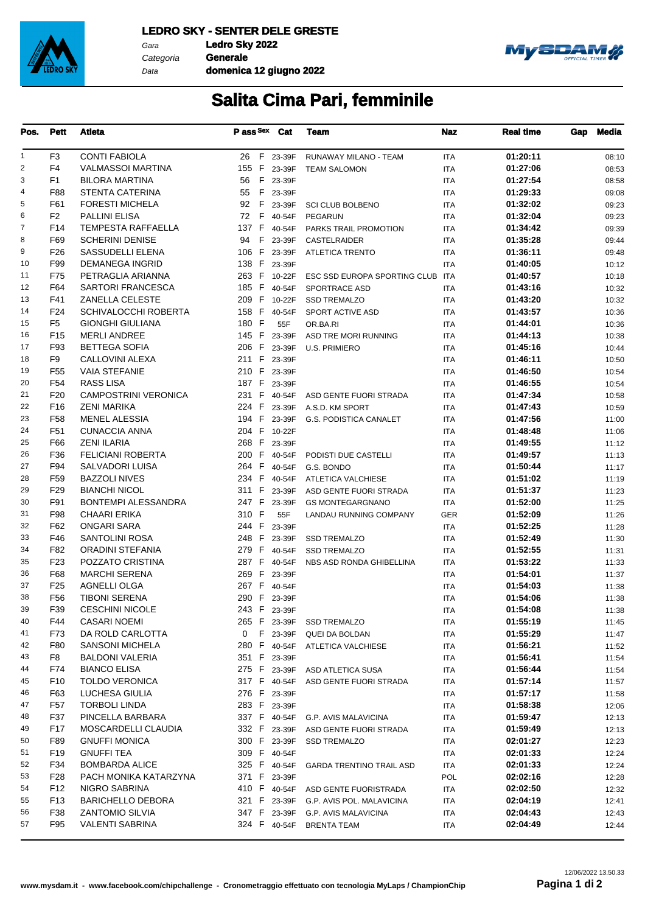**LEDRO SKY - SENTER DELE GRESTE**

Gara **Ledro Sky 2022**
Categoria **Generale**
Data **domenica 12 giugno 2022**

# Salita Cima Pari, femminile

| Pos. | Pett | Atleta | P ass | Sex | Cat | Team | Naz | Real time | Gap | Media |
|---|---|---|---|---|---|---|---|---|---|---|
| 1 | F3 | CONTI FABIOLA | 26 | F | 23-39F | RUNAWAY MILANO - TEAM | ITA | 01:20:11 | | 08:10 |
| 2 | F4 | VALMASSOI MARTINA | 155 | F | 23-39F | TEAM SALOMON | ITA | 01:27:06 | | 08:53 |
| 3 | F1 | BILORA MARTINA | 56 | F | 23-39F | | ITA | 01:27:54 | | 08:58 |
| 4 | F88 | STENTA CATERINA | 55 | F | 23-39F | | ITA | 01:29:33 | | 09:08 |
| 5 | F61 | FORESTI MICHELA | 92 | F | 23-39F | SCI CLUB BOLBENO | ITA | 01:32:02 | | 09:23 |
| 6 | F2 | PALLINI ELISA | 72 | F | 40-54F | PEGARUN | ITA | 01:32:04 | | 09:23 |
| 7 | F14 | TEMPESTA RAFFAELLA | 137 | F | 40-54F | PARKS TRAIL PROMOTION | ITA | 01:34:42 | | 09:39 |
| 8 | F69 | SCHERINI DENISE | 94 | F | 23-39F | CASTELRAIDER | ITA | 01:35:28 | | 09:44 |
| 9 | F26 | SASSUDELLI ELENA | 106 | F | 23-39F | ATLETICA TRENTO | ITA | 01:36:11 | | 09:48 |
| 10 | F99 | DEMANEGA INGRID | 138 | F | 23-39F | | ITA | 01:40:05 | | 10:12 |
| 11 | F75 | PETRAGLIA ARIANNA | 263 | F | 10-22F | ESC SSD EUROPA SPORTING CLUB | ITA | 01:40:57 | | 10:18 |
| 12 | F64 | SARTORI FRANCESCA | 185 | F | 40-54F | SPORTRACE ASD | ITA | 01:43:16 | | 10:32 |
| 13 | F41 | ZANELLA CELESTE | 209 | F | 10-22F | SSD TREMALZO | ITA | 01:43:20 | | 10:32 |
| 14 | F24 | SCHIVALOCCHI ROBERTA | 158 | F | 40-54F | SPORT ACTIVE ASD | ITA | 01:43:57 | | 10:36 |
| 15 | F5 | GIONGHI GIULIANA | 180 | F | 55F | OR.BA.RI | ITA | 01:44:01 | | 10:36 |
| 16 | F15 | MERLI ANDREE | 145 | F | 23-39F | ASD TRE MORI RUNNING | ITA | 01:44:13 | | 10:38 |
| 17 | F93 | BETTEGA SOFIA | 206 | F | 23-39F | U.S. PRIMIERO | ITA | 01:45:16 | | 10:44 |
| 18 | F9 | CALLOVINI ALEXA | 211 | F | 23-39F | | ITA | 01:46:11 | | 10:50 |
| 19 | F55 | VAIA STEFANIE | 210 | F | 23-39F | | ITA | 01:46:50 | | 10:54 |
| 20 | F54 | RASS LISA | 187 | F | 23-39F | | ITA | 01:46:55 | | 10:54 |
| 21 | F20 | CAMPOSTRINI VERONICA | 231 | F | 40-54F | ASD GENTE FUORI STRADA | ITA | 01:47:34 | | 10:58 |
| 22 | F16 | ZENI MARIKA | 224 | F | 23-39F | A.S.D. KM SPORT | ITA | 01:47:43 | | 10:59 |
| 23 | F58 | MENEL ALESSIA | 194 | F | 23-39F | G.S. PODISTICA CANALET | ITA | 01:47:56 | | 11:00 |
| 24 | F51 | CUNACCIA ANNA | 204 | F | 10-22F | | ITA | 01:48:48 | | 11:06 |
| 25 | F66 | ZENI ILARIA | 268 | F | 23-39F | | ITA | 01:49:55 | | 11:12 |
| 26 | F36 | FELICIANI ROBERTA | 200 | F | 40-54F | PODISTI DUE CASTELLI | ITA | 01:49:57 | | 11:13 |
| 27 | F94 | SALVADORI LUISA | 264 | F | 40-54F | G.S. BONDO | ITA | 01:50:44 | | 11:17 |
| 28 | F59 | BAZZOLI NIVES | 234 | F | 40-54F | ATLETICA VALCHIESE | ITA | 01:51:02 | | 11:19 |
| 29 | F29 | BIANCHI NICOL | 311 | F | 23-39F | ASD GENTE FUORI STRADA | ITA | 01:51:37 | | 11:23 |
| 30 | F91 | BONTEMPI ALESSANDRA | 247 | F | 23-39F | GS MONTEGARGNANO | ITA | 01:52:00 | | 11:25 |
| 31 | F98 | CHAARI ERIKA | 310 | F | 55F | LANDAU RUNNING COMPANY | GER | 01:52:09 | | 11:26 |
| 32 | F62 | ONGARI SARA | 244 | F | 23-39F | | ITA | 01:52:25 | | 11:28 |
| 33 | F46 | SANTOLINI ROSA | 248 | F | 23-39F | SSD TREMALZO | ITA | 01:52:49 | | 11:30 |
| 34 | F82 | ORADINI STEFANIA | 279 | F | 40-54F | SSD TREMALZO | ITA | 01:52:55 | | 11:31 |
| 35 | F23 | POZZATO CRISTINA | 287 | F | 40-54F | NBS ASD RONDA GHIBELLINA | ITA | 01:53:22 | | 11:33 |
| 36 | F68 | MARCHI SERENA | 269 | F | 23-39F | | ITA | 01:54:01 | | 11:37 |
| 37 | F25 | AGNELLI OLGA | 267 | F | 40-54F | | ITA | 01:54:03 | | 11:38 |
| 38 | F56 | TIBONI SERENA | 290 | F | 23-39F | | ITA | 01:54:06 | | 11:38 |
| 39 | F39 | CESCHINI NICOLE | 243 | F | 23-39F | | ITA | 01:54:08 | | 11:38 |
| 40 | F44 | CASARI NOEMI | 265 | F | 23-39F | SSD TREMALZO | ITA | 01:55:19 | | 11:45 |
| 41 | F73 | DA ROLD CARLOTTA | 0 | F | 23-39F | QUEI DA BOLDAN | ITA | 01:55:29 | | 11:47 |
| 42 | F80 | SANSONI MICHELA | 280 | F | 40-54F | ATLETICA VALCHIESE | ITA | 01:56:21 | | 11:52 |
| 43 | F8 | BALDONI VALERIA | 351 | F | 23-39F | | ITA | 01:56:41 | | 11:54 |
| 44 | F74 | BIANCO ELISA | 275 | F | 23-39F | ASD ATLETICA SUSA | ITA | 01:56:44 | | 11:54 |
| 45 | F10 | TOLDO VERONICA | 317 | F | 40-54F | ASD GENTE FUORI STRADA | ITA | 01:57:14 | | 11:57 |
| 46 | F63 | LUCHESA GIULIA | 276 | F | 23-39F | | ITA | 01:57:17 | | 11:58 |
| 47 | F57 | TORBOLI LINDA | 283 | F | 23-39F | | ITA | 01:58:38 | | 12:06 |
| 48 | F37 | PINCELLA BARBARA | 337 | F | 40-54F | G.P. AVIS MALAVICINA | ITA | 01:59:47 | | 12:13 |
| 49 | F17 | MOSCARDELLI CLAUDIA | 332 | F | 23-39F | ASD GENTE FUORI STRADA | ITA | 01:59:49 | | 12:13 |
| 50 | F89 | GNUFFI MONICA | 300 | F | 23-39F | SSD TREMALZO | ITA | 02:01:27 | | 12:23 |
| 51 | F19 | GNUFFI TEA | 309 | F | 40-54F | | ITA | 02:01:33 | | 12:24 |
| 52 | F34 | BOMBARDA ALICE | 325 | F | 40-54F | GARDA TRENTINO TRAIL ASD | ITA | 02:01:33 | | 12:24 |
| 53 | F28 | PACH MONIKA KATARZYNA | 371 | F | 23-39F | | POL | 02:02:16 | | 12:28 |
| 54 | F12 | NIGRO SABRINA | 410 | F | 40-54F | ASD GENTE FUORISTRADA | ITA | 02:02:50 | | 12:32 |
| 55 | F13 | BARICHELLO DEBORA | 321 | F | 23-39F | G.P. AVIS POL. MALAVICINA | ITA | 02:04:19 | | 12:41 |
| 56 | F38 | ZANTOMIO SILVIA | 347 | F | 23-39F | G.P. AVIS MALAVICINA | ITA | 02:04:43 | | 12:43 |
| 57 | F95 | VALENTI SABRINA | 324 | F | 40-54F | BRENTA TEAM | ITA | 02:04:49 | | 12:44 |

www.mysdam.it - www.facebook.com/chipchallenge - Cronometraggio effettuato con tecnologia MyLaps / ChampionChip

12/06/2022 13.50.33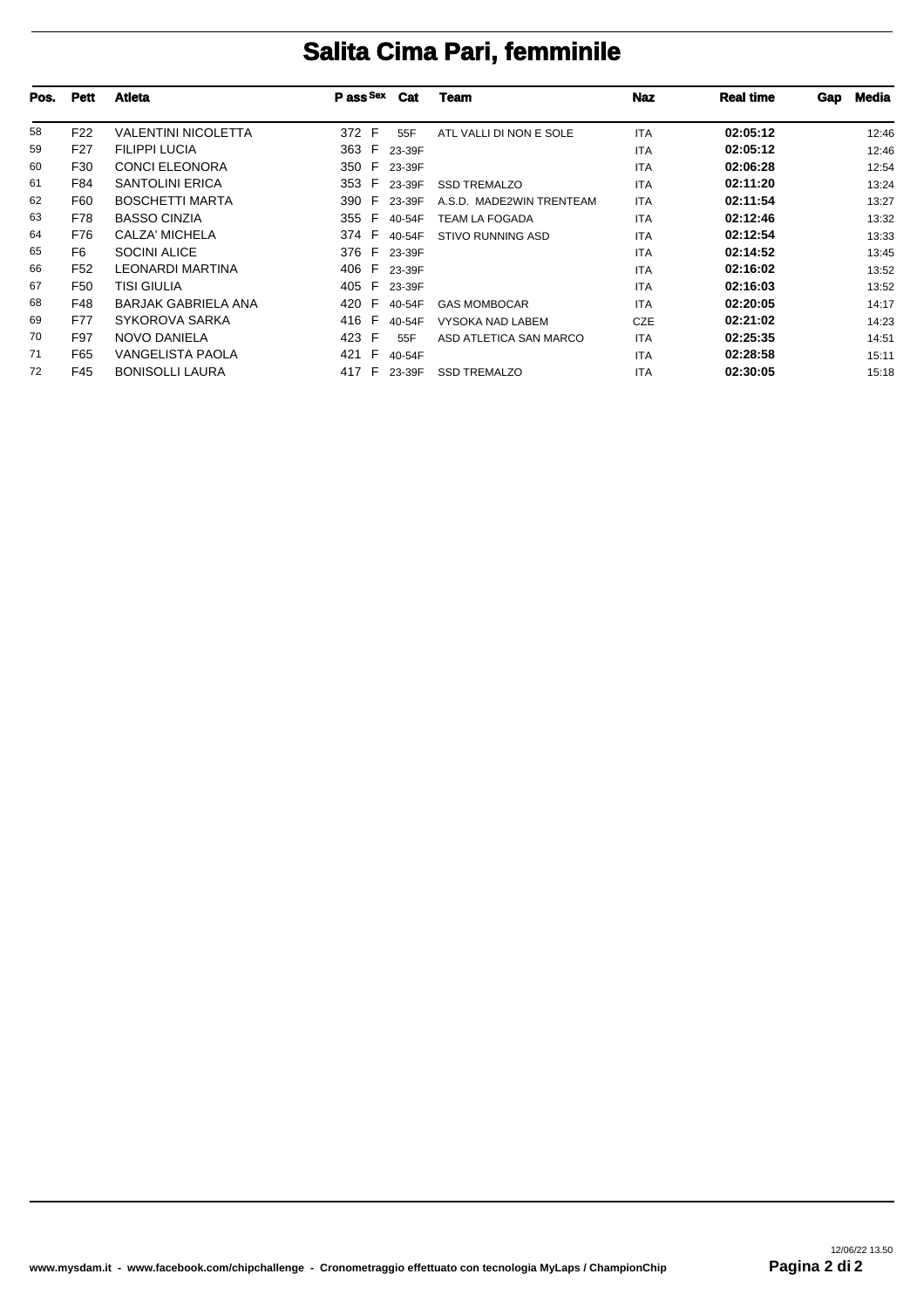# Salita Cima Pari, femminile

| Pos. | Pett | Atleta | P ass | Sex | Cat | Team | Naz | Real time | Gap | Media |
|---|---|---|---|---|---|---|---|---|---|---|
| 58 | F22 | VALENTINI NICOLETTA | 372 | F | 55F | ATL VALLI DI NON E SOLE | ITA | **02:05:12** | | 12:46 |
| 59 | F27 | FILIPPI LUCIA | 363 | F | 23-39F | | ITA | **02:05:12** | | 12:46 |
| 60 | F30 | CONCI ELEONORA | 350 | F | 23-39F | | ITA | **02:06:28** | | 12:54 |
| 61 | F84 | SANTOLINI ERICA | 353 | F | 23-39F | SSD TREMALZO | ITA | **02:11:20** | | 13:24 |
| 62 | F60 | BOSCHETTI MARTA | 390 | F | 23-39F | A.S.D. MADE2WIN TRENTEAM | ITA | **02:11:54** | | 13:27 |
| 63 | F78 | BASSO CINZIA | 355 | F | 40-54F | TEAM LA FOGADA | ITA | **02:12:46** | | 13:32 |
| 64 | F76 | CALZA' MICHELA | 374 | F | 40-54F | STIVO RUNNING ASD | ITA | **02:12:54** | | 13:33 |
| 65 | F6 | SOCINI ALICE | 376 | F | 23-39F | | ITA | **02:14:52** | | 13:45 |
| 66 | F52 | LEONARDI MARTINA | 406 | F | 23-39F | | ITA | **02:16:02** | | 13:52 |
| 67 | F50 | TISI GIULIA | 405 | F | 23-39F | | ITA | **02:16:03** | | 13:52 |
| 68 | F48 | BARJAK GABRIELA ANA | 420 | F | 40-54F | GAS MOMBOCAR | ITA | **02:20:05** | | 14:17 |
| 69 | F77 | SYKOROVA SARKA | 416 | F | 40-54F | VYSOKA NAD LABEM | CZE | **02:21:02** | | 14:23 |
| 70 | F97 | NOVO DANIELA | 423 | F | 55F | ASD ATLETICA SAN MARCO | ITA | **02:25:35** | | 14:51 |
| 71 | F65 | VANGELISTA PAOLA | 421 | F | 40-54F | | ITA | **02:28:58** | | 15:11 |
| 72 | F45 | BONISOLLI LAURA | 417 | F | 23-39F | SSD TREMALZO | ITA | **02:30:05** | | 15:18 |

12/06/22 13.50

www.mysdam.it - www.facebook.com/chipchallenge - Cronometraggio effettuato con tecnologia MyLaps / ChampionChip